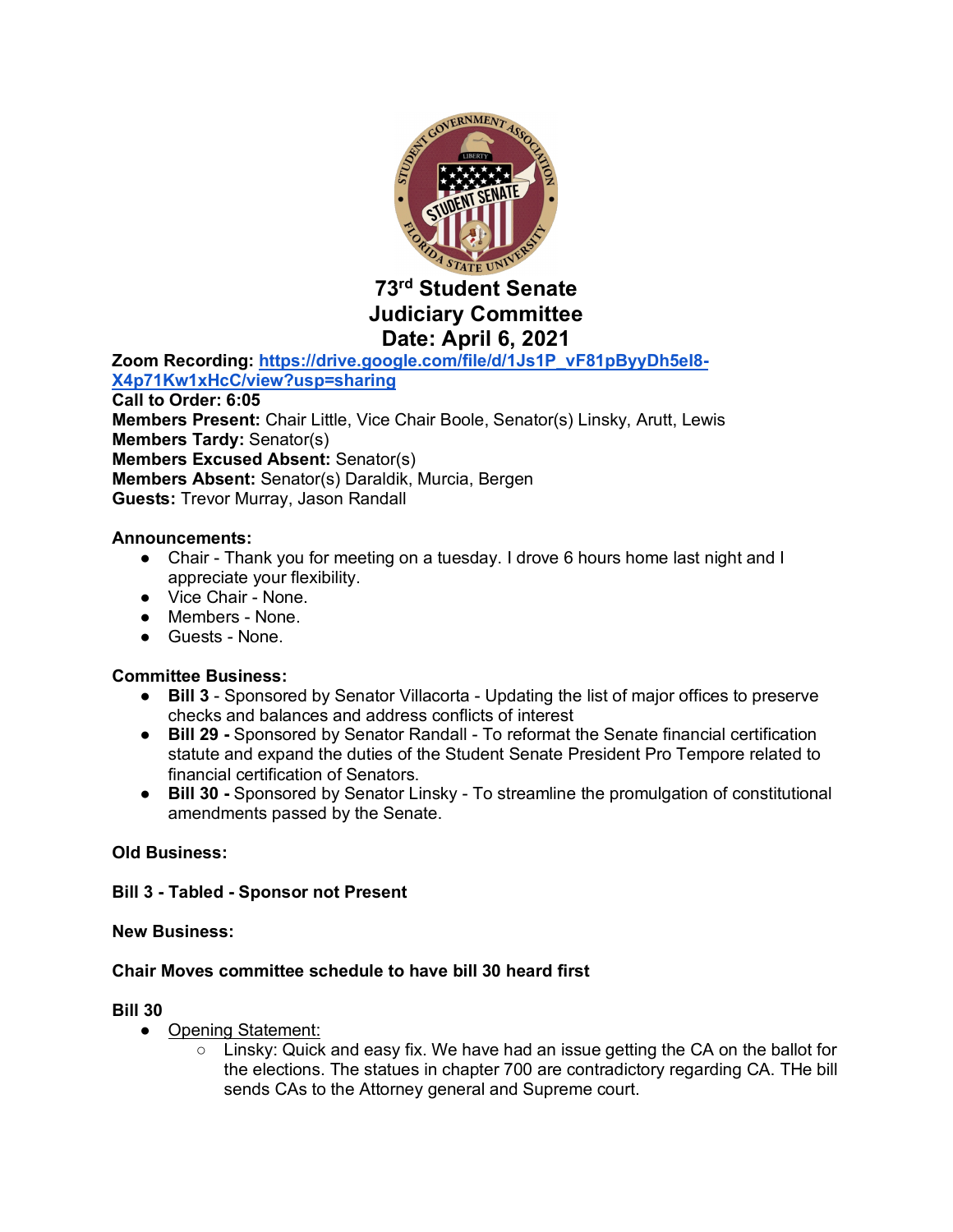# 73rd Student Senate
# Judiciary Committee
# Date: April 6, 2021

**Zoom Recording:** [https://drive.google.com/file/d/1Js1P_vF81pByyDh5el8-X4p71Kw1xHcC/view?usp=sharing](https://drive.google.com/file/d/1Js1P_vF81pByyDh5el8-X4p71Kw1xHcC/view?usp=sharing)
**Call to Order:** 6:05
**Members Present:** Chair Little, Vice Chair Boole, Senator(s) Linsky, Arutt, Lewis
**Members Tardy:** Senator(s)
**Members Excused Absent:** Senator(s)
**Members Absent:** Senator(s) Daraldik, Murcia, Bergen
**Guests:** Trevor Murray, Jason Randall

**Announcements:**

- Chair - Thank you for meeting on a tuesday. I drove 6 hours home last night and I appreciate your flexibility.
- Vice Chair - None.
- Members - None.
- Guests - None.

**Committee Business:**

- **Bill 3** - Sponsored by Senator Villacorta - Updating the list of major offices to preserve checks and balances and address conflicts of interest
- **Bill 29 -** Sponsored by Senator Randall - To reformat the Senate financial certification statute and expand the duties of the Student Senate President Pro Tempore related to financial certification of Senators.
- **Bill 30 -** Sponsored by Senator Linsky - To streamline the promulgation of constitutional amendments passed by the Senate.

**Old Business:**

**Bill 3 - Tabled - Sponsor not Present**

**New Business:**

**Chair Moves committee schedule to have bill 30 heard first**

**Bill 30**

- Opening Statement:
  - Linsky: Quick and easy fix. We have had an issue getting the CA on the ballot for the elections. The statues in chapter 700 are contradictory regarding CA. THe bill sends CAs to the Attorney general and Supreme court.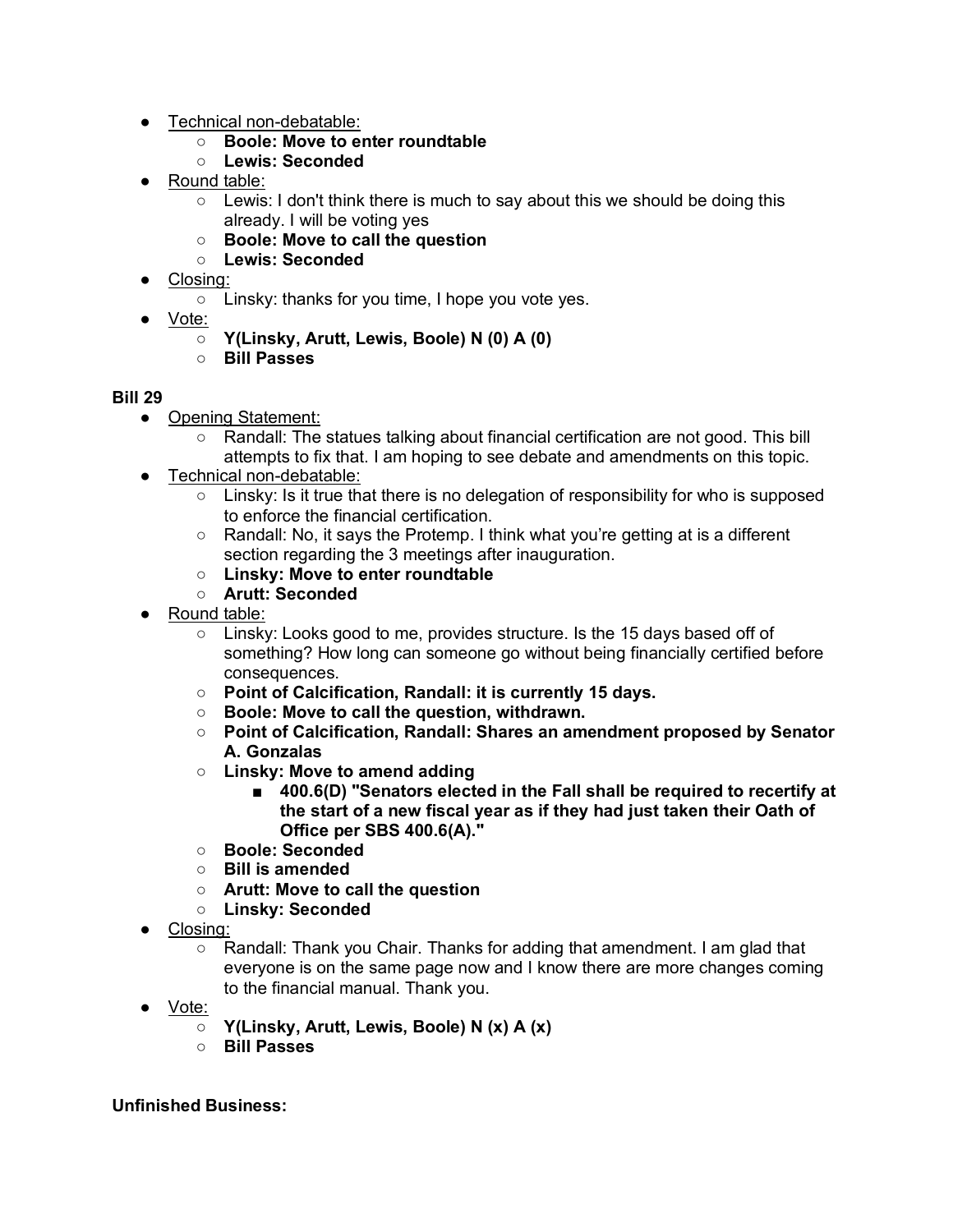- Technical non-debatable:
  - **Boole: Move to enter roundtable**
  - **Lewis: Seconded**
- Round table:
  - Lewis: I don't think there is much to say about this we should be doing this already. I will be voting yes
  - **Boole: Move to call the question**
  - **Lewis: Seconded**
- Closing:
  - Linsky: thanks for you time, I hope you vote yes.
- Vote:
  - **Y(Linsky, Arutt, Lewis, Boole) N (0) A (0)**
  - **Bill Passes**

**Bill 29**

- Opening Statement:
  - Randall: The statues talking about financial certification are not good. This bill attempts to fix that. I am hoping to see debate and amendments on this topic.
- Technical non-debatable:
  - Linsky: Is it true that there is no delegation of responsibility for who is supposed to enforce the financial certification.
  - Randall: No, it says the Protemp. I think what you're getting at is a different section regarding the 3 meetings after inauguration.
  - **Linsky: Move to enter roundtable**
  - **Arutt: Seconded**
- Round table:
  - Linsky: Looks good to me, provides structure. Is the 15 days based off of something? How long can someone go without being financially certified before consequences.
  - **Point of Calcification, Randall: it is currently 15 days.**
  - **Boole: Move to call the question, withdrawn.**
  - **Point of Calcification, Randall: Shares an amendment proposed by Senator A. Gonzalas**
  - **Linsky: Move to amend adding**
    - **400.6(D) "Senators elected in the Fall shall be required to recertify at the start of a new fiscal year as if they had just taken their Oath of Office per SBS 400.6(A)."**
  - **Boole: Seconded**
  - **Bill is amended**
  - **Arutt: Move to call the question**
  - **Linsky: Seconded**
- Closing:
  - Randall: Thank you Chair. Thanks for adding that amendment. I am glad that everyone is on the same page now and I know there are more changes coming to the financial manual. Thank you.
- Vote:
  - **Y(Linsky, Arutt, Lewis, Boole) N (x) A (x)**
  - **Bill Passes**

**Unfinished Business:**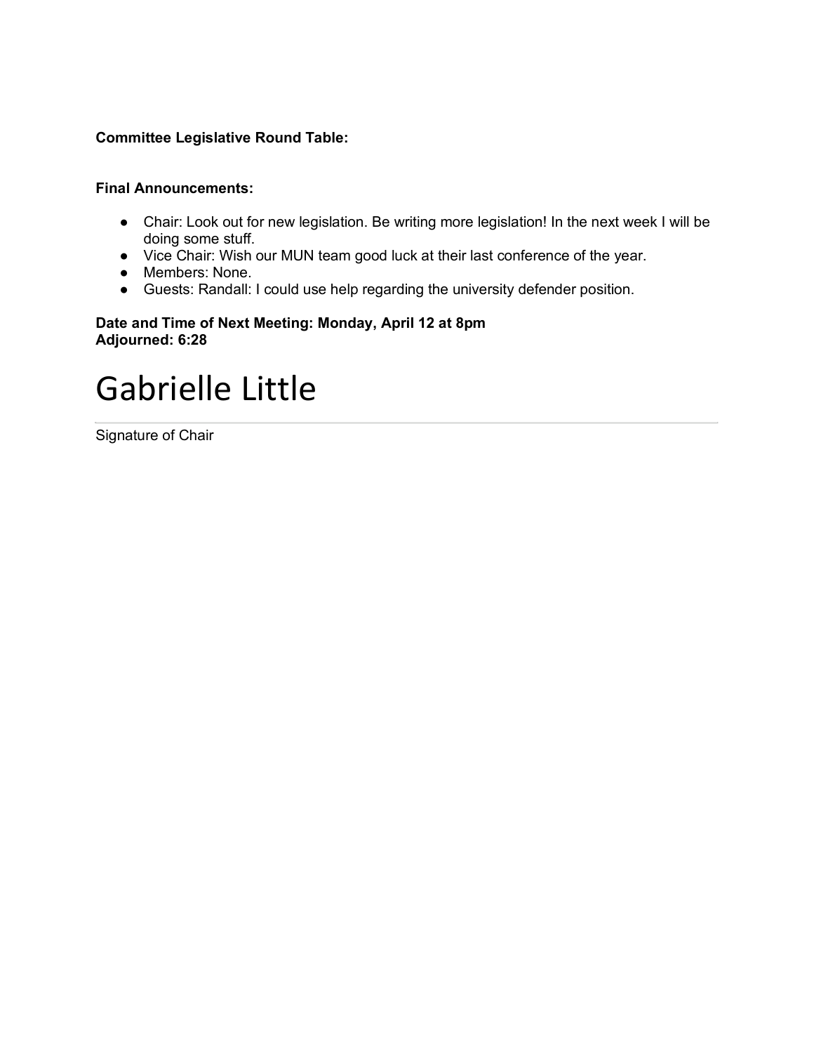**Committee Legislative Round Table:**

**Final Announcements:**

- Chair: Look out for new legislation. Be writing more legislation! In the next week I will be doing some stuff.
- Vice Chair: Wish our MUN team good luck at their last conference of the year.
- Members: None.
- Guests: Randall: I could use help regarding the university defender position.

**Date and Time of Next Meeting: Monday, April 12 at 8pm**
**Adjourned: 6:28**

Gabrielle Little

---

Signature of Chair